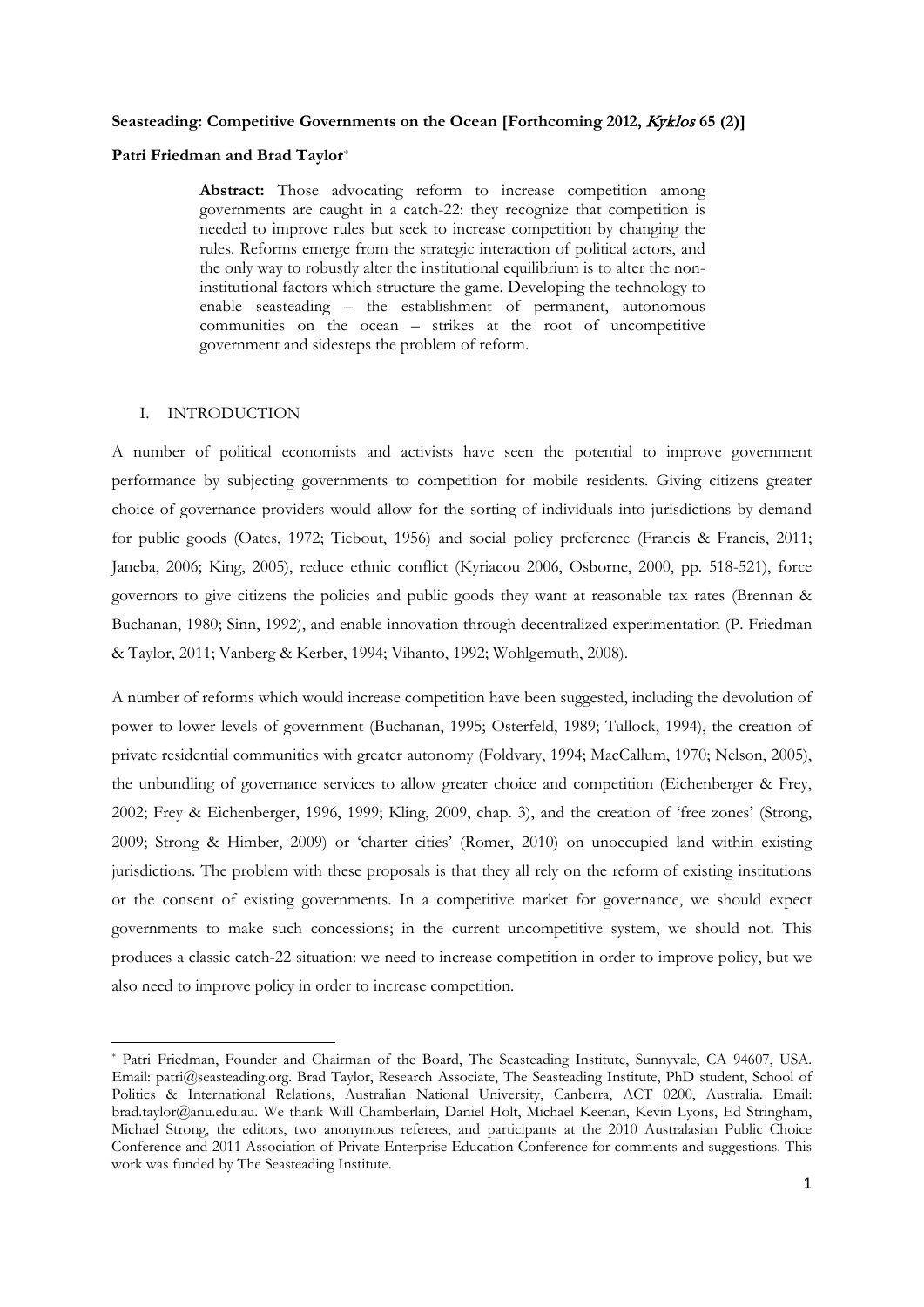**Seasteading: Competitive Governments on the Ocean [Forthcoming 2012, *Kyklos* 65 (2)]**

**Patri Friedman and Brad Taylor***

> **Abstract:** Those advocating reform to increase competition among governments are caught in a catch-22: they recognize that competition is needed to improve rules but seek to increase competition by changing the rules. Reforms emerge from the strategic interaction of political actors, and the only way to robustly alter the institutional equilibrium is to alter the non-institutional factors which structure the game. Developing the technology to enable seasteading – the establishment of permanent, autonomous communities on the ocean – strikes at the root of uncompetitive government and sidesteps the problem of reform.

## I. INTRODUCTION

A number of political economists and activists have seen the potential to improve government performance by subjecting governments to competition for mobile residents. Giving citizens greater choice of governance providers would allow for the sorting of individuals into jurisdictions by demand for public goods (Oates, 1972; Tiebout, 1956) and social policy preference (Francis & Francis, 2011; Janeba, 2006; King, 2005), reduce ethnic conflict (Kyriacou 2006, Osborne, 2000, pp. 518-521), force governors to give citizens the policies and public goods they want at reasonable tax rates (Brennan & Buchanan, 1980; Sinn, 1992), and enable innovation through decentralized experimentation (P. Friedman & Taylor, 2011; Vanberg & Kerber, 1994; Vihanto, 1992; Wohlgemuth, 2008).

A number of reforms which would increase competition have been suggested, including the devolution of power to lower levels of government (Buchanan, 1995; Osterfeld, 1989; Tullock, 1994), the creation of private residential communities with greater autonomy (Foldvary, 1994; MacCallum, 1970; Nelson, 2005), the unbundling of governance services to allow greater choice and competition (Eichenberger & Frey, 2002; Frey & Eichenberger, 1996, 1999; Kling, 2009, chap. 3), and the creation of 'free zones' (Strong, 2009; Strong & Himber, 2009) or 'charter cities' (Romer, 2010) on unoccupied land within existing jurisdictions. The problem with these proposals is that they all rely on the reform of existing institutions or the consent of existing governments. In a competitive market for governance, we should expect governments to make such concessions; in the current uncompetitive system, we should not. This produces a classic catch-22 situation: we need to increase competition in order to improve policy, but we also need to improve policy in order to increase competition.

---

* Patri Friedman, Founder and Chairman of the Board, The Seasteading Institute, Sunnyvale, CA 94607, USA. Email: patri@seasteading.org. Brad Taylor, Research Associate, The Seasteading Institute, PhD student, School of Politics & International Relations, Australian National University, Canberra, ACT 0200, Australia. Email: brad.taylor@anu.edu.au. We thank Will Chamberlain, Daniel Holt, Michael Keenan, Kevin Lyons, Ed Stringham, Michael Strong, the editors, two anonymous referees, and participants at the 2010 Australasian Public Choice Conference and 2011 Association of Private Enterprise Education Conference for comments and suggestions. This work was funded by The Seasteading Institute.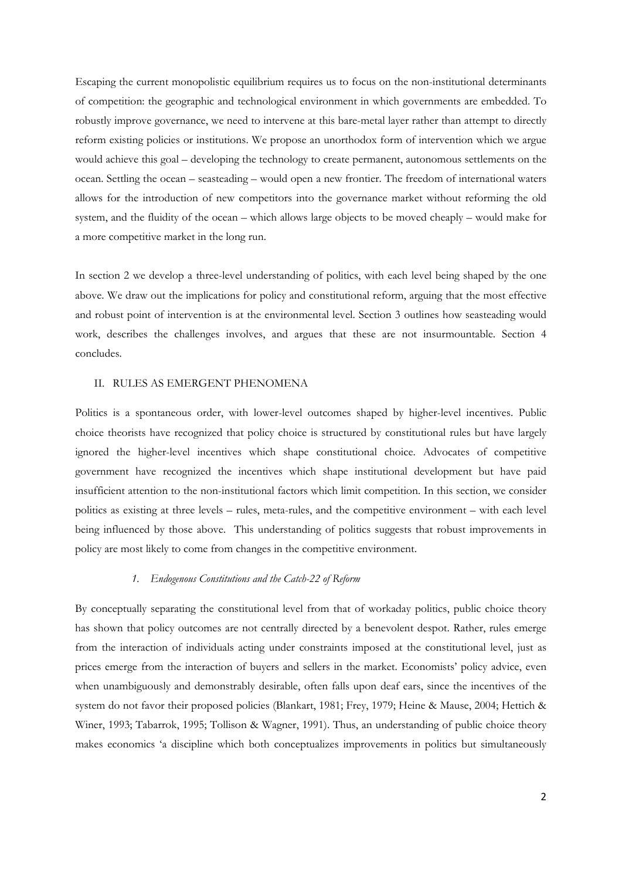Escaping the current monopolistic equilibrium requires us to focus on the non-institutional determinants of competition: the geographic and technological environment in which governments are embedded. To robustly improve governance, we need to intervene at this bare-metal layer rather than attempt to directly reform existing policies or institutions. We propose an unorthodox form of intervention which we argue would achieve this goal – developing the technology to create permanent, autonomous settlements on the ocean. Settling the ocean – seasteading – would open a new frontier. The freedom of international waters allows for the introduction of new competitors into the governance market without reforming the old system, and the fluidity of the ocean – which allows large objects to be moved cheaply – would make for a more competitive market in the long run.

In section 2 we develop a three-level understanding of politics, with each level being shaped by the one above. We draw out the implications for policy and constitutional reform, arguing that the most effective and robust point of intervention is at the environmental level. Section 3 outlines how seasteading would work, describes the challenges involves, and argues that these are not insurmountable. Section 4 concludes.

## II. RULES AS EMERGENT PHENOMENA

Politics is a spontaneous order, with lower-level outcomes shaped by higher-level incentives. Public choice theorists have recognized that policy choice is structured by constitutional rules but have largely ignored the higher-level incentives which shape constitutional choice. Advocates of competitive government have recognized the incentives which shape institutional development but have paid insufficient attention to the non-institutional factors which limit competition. In this section, we consider politics as existing at three levels – rules, meta-rules, and the competitive environment – with each level being influenced by those above. This understanding of politics suggests that robust improvements in policy are most likely to come from changes in the competitive environment.

### *1. Endogenous Constitutions and the Catch-22 of Reform*

By conceptually separating the constitutional level from that of workaday politics, public choice theory has shown that policy outcomes are not centrally directed by a benevolent despot. Rather, rules emerge from the interaction of individuals acting under constraints imposed at the constitutional level, just as prices emerge from the interaction of buyers and sellers in the market. Economists' policy advice, even when unambiguously and demonstrably desirable, often falls upon deaf ears, since the incentives of the system do not favor their proposed policies (Blankart, 1981; Frey, 1979; Heine & Mause, 2004; Hettich & Winer, 1993; Tabarrok, 1995; Tollison & Wagner, 1991). Thus, an understanding of public choice theory makes economics 'a discipline which both conceptualizes improvements in politics but simultaneously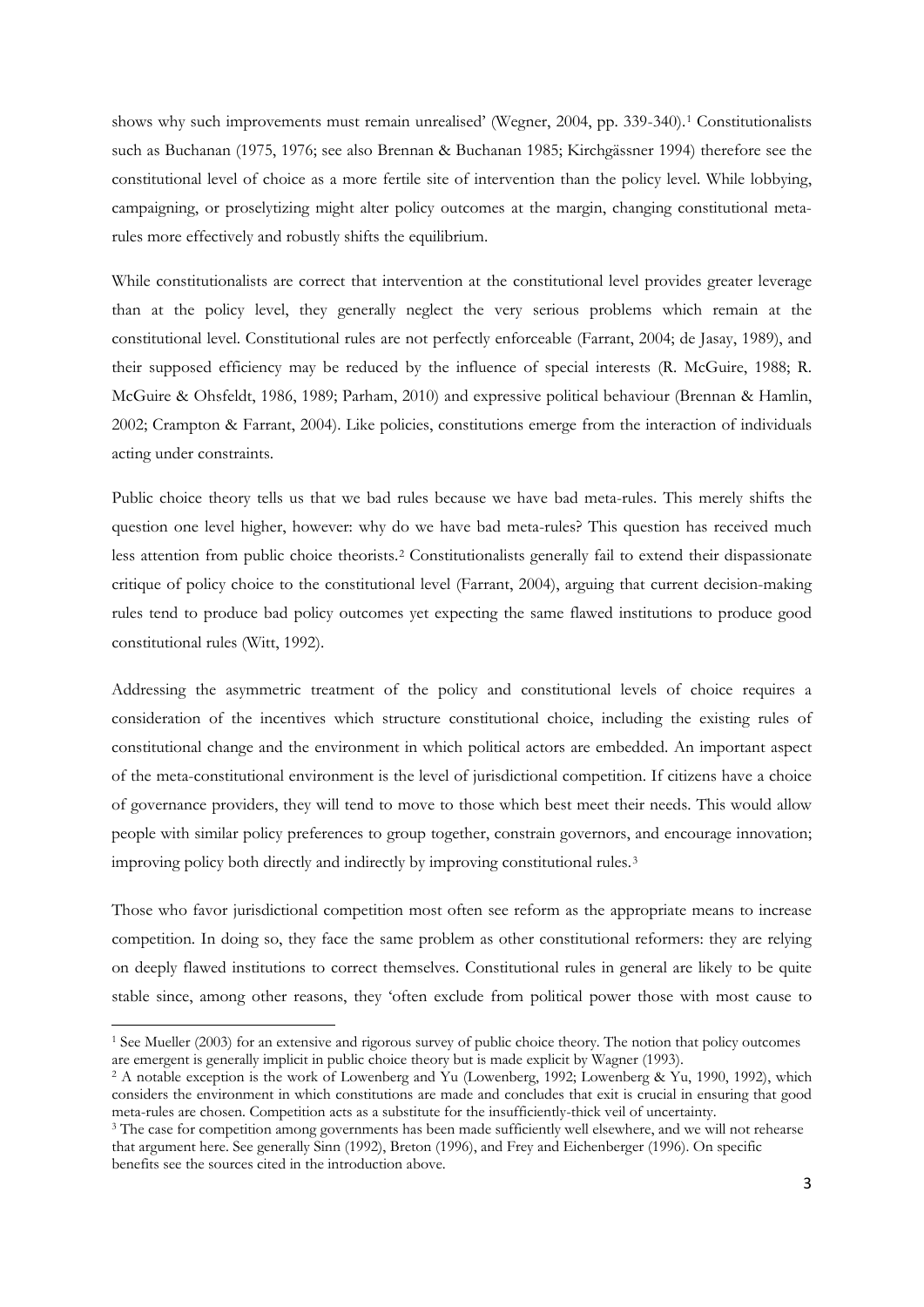shows why such improvements must remain unrealised' (Wegner, 2004, pp. 339-340).[1] Constitutionalists such as Buchanan (1975, 1976; see also Brennan & Buchanan 1985; Kirchgässner 1994) therefore see the constitutional level of choice as a more fertile site of intervention than the policy level. While lobbying, campaigning, or proselytizing might alter policy outcomes at the margin, changing constitutional meta-rules more effectively and robustly shifts the equilibrium.

While constitutionalists are correct that intervention at the constitutional level provides greater leverage than at the policy level, they generally neglect the very serious problems which remain at the constitutional level. Constitutional rules are not perfectly enforceable (Farrant, 2004; de Jasay, 1989), and their supposed efficiency may be reduced by the influence of special interests (R. McGuire, 1988; R. McGuire & Ohsfeldt, 1986, 1989; Parham, 2010) and expressive political behaviour (Brennan & Hamlin, 2002; Crampton & Farrant, 2004). Like policies, constitutions emerge from the interaction of individuals acting under constraints.

Public choice theory tells us that we bad rules because we have bad meta-rules. This merely shifts the question one level higher, however: why do we have bad meta-rules? This question has received much less attention from public choice theorists.[2] Constitutionalists generally fail to extend their dispassionate critique of policy choice to the constitutional level (Farrant, 2004), arguing that current decision-making rules tend to produce bad policy outcomes yet expecting the same flawed institutions to produce good constitutional rules (Witt, 1992).

Addressing the asymmetric treatment of the policy and constitutional levels of choice requires a consideration of the incentives which structure constitutional choice, including the existing rules of constitutional change and the environment in which political actors are embedded. An important aspect of the meta-constitutional environment is the level of jurisdictional competition. If citizens have a choice of governance providers, they will tend to move to those which best meet their needs. This would allow people with similar policy preferences to group together, constrain governors, and encourage innovation; improving policy both directly and indirectly by improving constitutional rules.[3]

Those who favor jurisdictional competition most often see reform as the appropriate means to increase competition. In doing so, they face the same problem as other constitutional reformers: they are relying on deeply flawed institutions to correct themselves. Constitutional rules in general are likely to be quite stable since, among other reasons, they 'often exclude from political power those with most cause to

---

[1] See Mueller (2003) for an extensive and rigorous survey of public choice theory. The notion that policy outcomes are emergent is generally implicit in public choice theory but is made explicit by Wagner (1993).

[2] A notable exception is the work of Lowenberg and Yu (Lowenberg, 1992; Lowenberg & Yu, 1990, 1992), which considers the environment in which constitutions are made and concludes that exit is crucial in ensuring that good meta-rules are chosen. Competition acts as a substitute for the insufficiently-thick veil of uncertainty.

[3] The case for competition among governments has been made sufficiently well elsewhere, and we will not rehearse that argument here. See generally Sinn (1992), Breton (1996), and Frey and Eichenberger (1996). On specific benefits see the sources cited in the introduction above.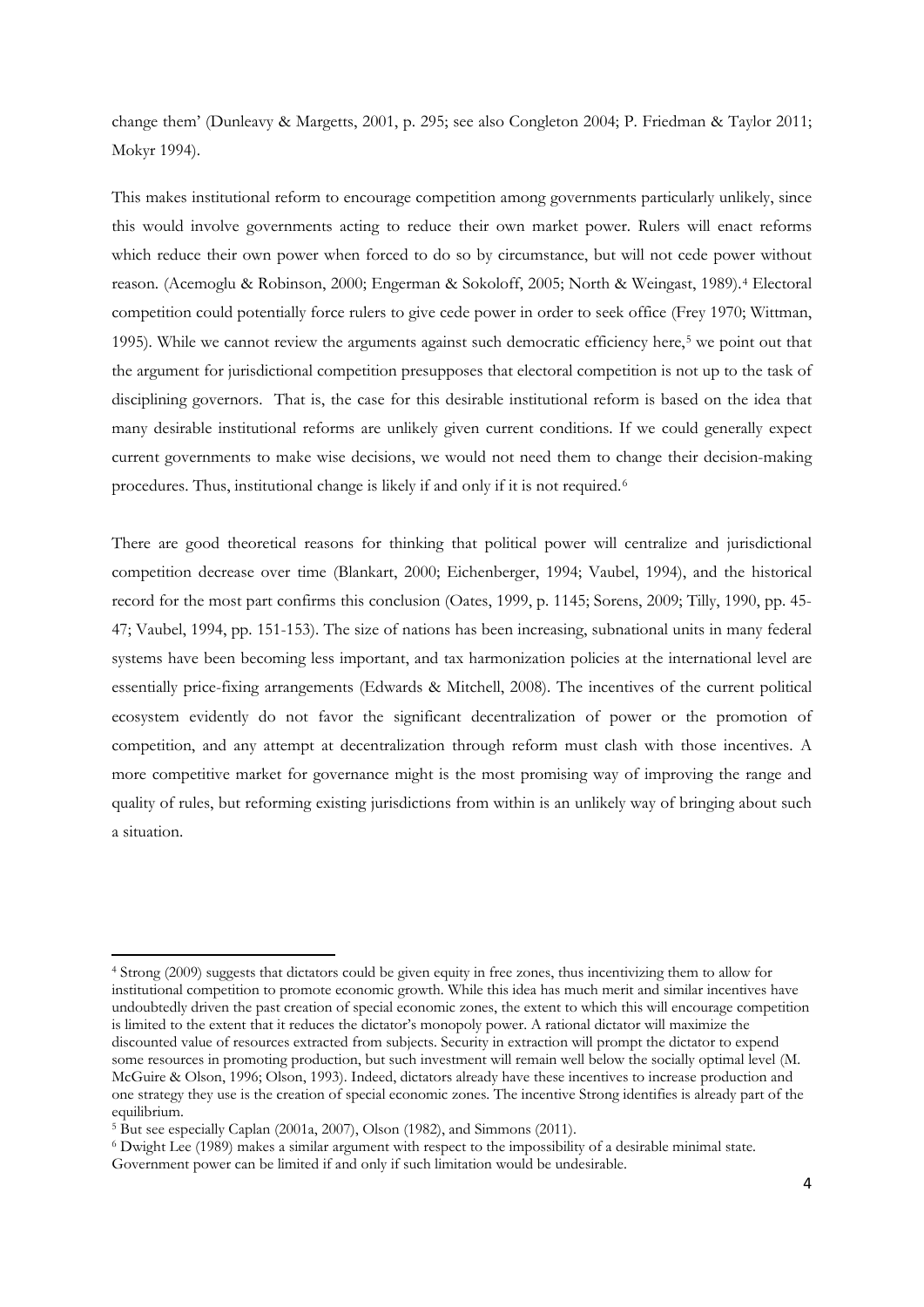change them' (Dunleavy & Margetts, 2001, p. 295; see also Congleton 2004; P. Friedman & Taylor 2011; Mokyr 1994).

This makes institutional reform to encourage competition among governments particularly unlikely, since this would involve governments acting to reduce their own market power. Rulers will enact reforms which reduce their own power when forced to do so by circumstance, but will not cede power without reason. (Acemoglu & Robinson, 2000; Engerman & Sokoloff, 2005; North & Weingast, 1989).[4] Electoral competition could potentially force rulers to give cede power in order to seek office (Frey 1970; Wittman, 1995). While we cannot review the arguments against such democratic efficiency here,[5] we point out that the argument for jurisdictional competition presupposes that electoral competition is not up to the task of disciplining governors. That is, the case for this desirable institutional reform is based on the idea that many desirable institutional reforms are unlikely given current conditions. If we could generally expect current governments to make wise decisions, we would not need them to change their decision-making procedures. Thus, institutional change is likely if and only if it is not required.[6]

There are good theoretical reasons for thinking that political power will centralize and jurisdictional competition decrease over time (Blankart, 2000; Eichenberger, 1994; Vaubel, 1994), and the historical record for the most part confirms this conclusion (Oates, 1999, p. 1145; Sorens, 2009; Tilly, 1990, pp. 45-47; Vaubel, 1994, pp. 151-153). The size of nations has been increasing, subnational units in many federal systems have been becoming less important, and tax harmonization policies at the international level are essentially price-fixing arrangements (Edwards & Mitchell, 2008). The incentives of the current political ecosystem evidently do not favor the significant decentralization of power or the promotion of competition, and any attempt at decentralization through reform must clash with those incentives. A more competitive market for governance might is the most promising way of improving the range and quality of rules, but reforming existing jurisdictions from within is an unlikely way of bringing about such a situation.

---

[4] Strong (2009) suggests that dictators could be given equity in free zones, thus incentivizing them to allow for institutional competition to promote economic growth. While this idea has much merit and similar incentives have undoubtedly driven the past creation of special economic zones, the extent to which this will encourage competition is limited to the extent that it reduces the dictator's monopoly power. A rational dictator will maximize the discounted value of resources extracted from subjects. Security in extraction will prompt the dictator to expend some resources in promoting production, but such investment will remain well below the socially optimal level (M. McGuire & Olson, 1996; Olson, 1993). Indeed, dictators already have these incentives to increase production and one strategy they use is the creation of special economic zones. The incentive Strong identifies is already part of the equilibrium.

[5] But see especially Caplan (2001a, 2007), Olson (1982), and Simmons (2011).

[6] Dwight Lee (1989) makes a similar argument with respect to the impossibility of a desirable minimal state. Government power can be limited if and only if such limitation would be undesirable.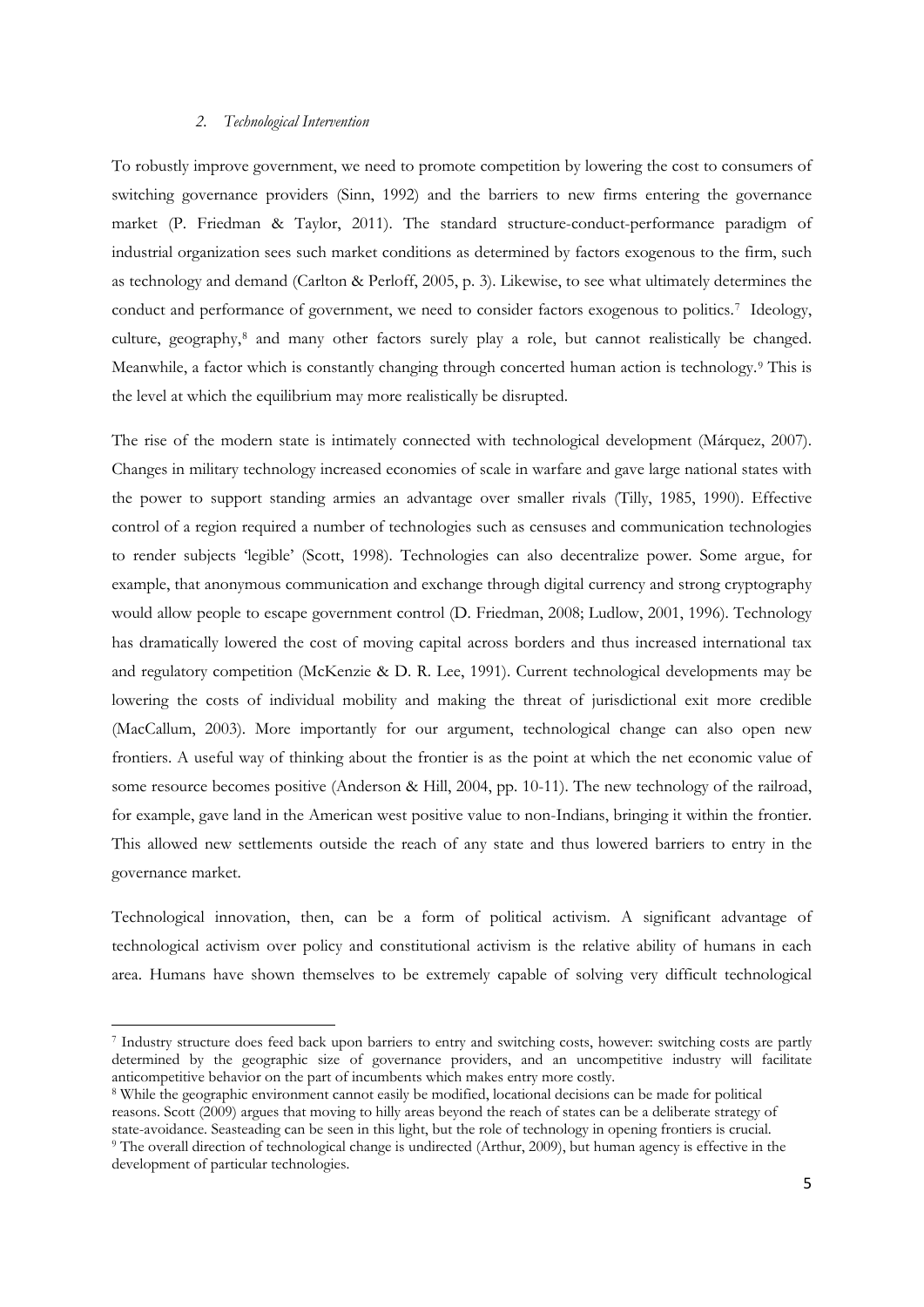### *2. Technological Intervention*

To robustly improve government, we need to promote competition by lowering the cost to consumers of switching governance providers (Sinn, 1992) and the barriers to new firms entering the governance market (P. Friedman & Taylor, 2011). The standard structure-conduct-performance paradigm of industrial organization sees such market conditions as determined by factors exogenous to the firm, such as technology and demand (Carlton & Perloff, 2005, p. 3). Likewise, to see what ultimately determines the conduct and performance of government, we need to consider factors exogenous to politics.[7] Ideology, culture, geography,[8] and many other factors surely play a role, but cannot realistically be changed. Meanwhile, a factor which is constantly changing through concerted human action is technology.[9] This is the level at which the equilibrium may more realistically be disrupted.

The rise of the modern state is intimately connected with technological development (Márquez, 2007). Changes in military technology increased economies of scale in warfare and gave large national states with the power to support standing armies an advantage over smaller rivals (Tilly, 1985, 1990). Effective control of a region required a number of technologies such as censuses and communication technologies to render subjects 'legible' (Scott, 1998). Technologies can also decentralize power. Some argue, for example, that anonymous communication and exchange through digital currency and strong cryptography would allow people to escape government control (D. Friedman, 2008; Ludlow, 2001, 1996). Technology has dramatically lowered the cost of moving capital across borders and thus increased international tax and regulatory competition (McKenzie & D. R. Lee, 1991). Current technological developments may be lowering the costs of individual mobility and making the threat of jurisdictional exit more credible (MacCallum, 2003). More importantly for our argument, technological change can also open new frontiers. A useful way of thinking about the frontier is as the point at which the net economic value of some resource becomes positive (Anderson & Hill, 2004, pp. 10-11). The new technology of the railroad, for example, gave land in the American west positive value to non-Indians, bringing it within the frontier. This allowed new settlements outside the reach of any state and thus lowered barriers to entry in the governance market.

Technological innovation, then, can be a form of political activism. A significant advantage of technological activism over policy and constitutional activism is the relative ability of humans in each area. Humans have shown themselves to be extremely capable of solving very difficult technological

---

[7] Industry structure does feed back upon barriers to entry and switching costs, however: switching costs are partly determined by the geographic size of governance providers, and an uncompetitive industry will facilitate anticompetitive behavior on the part of incumbents which makes entry more costly.

[8] While the geographic environment cannot easily be modified, locational decisions can be made for political reasons. Scott (2009) argues that moving to hilly areas beyond the reach of states can be a deliberate strategy of state-avoidance. Seasteading can be seen in this light, but the role of technology in opening frontiers is crucial.

[9] The overall direction of technological change is undirected (Arthur, 2009), but human agency is effective in the development of particular technologies.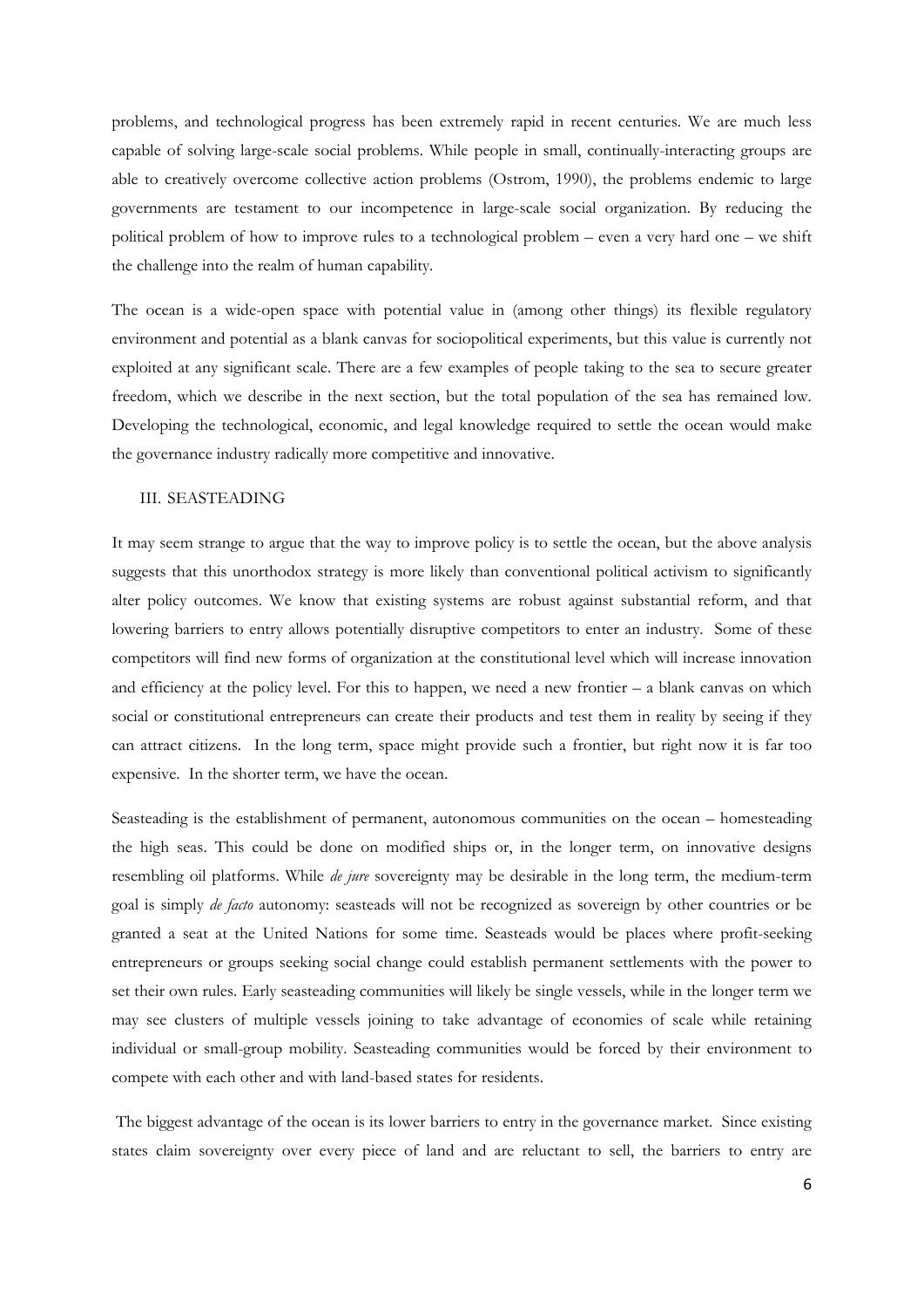problems, and technological progress has been extremely rapid in recent centuries. We are much less capable of solving large-scale social problems. While people in small, continually-interacting groups are able to creatively overcome collective action problems (Ostrom, 1990), the problems endemic to large governments are testament to our incompetence in large-scale social organization. By reducing the political problem of how to improve rules to a technological problem – even a very hard one – we shift the challenge into the realm of human capability.

The ocean is a wide-open space with potential value in (among other things) its flexible regulatory environment and potential as a blank canvas for sociopolitical experiments, but this value is currently not exploited at any significant scale. There are a few examples of people taking to the sea to secure greater freedom, which we describe in the next section, but the total population of the sea has remained low. Developing the technological, economic, and legal knowledge required to settle the ocean would make the governance industry radically more competitive and innovative.

## III. SEASTEADING

It may seem strange to argue that the way to improve policy is to settle the ocean, but the above analysis suggests that this unorthodox strategy is more likely than conventional political activism to significantly alter policy outcomes. We know that existing systems are robust against substantial reform, and that lowering barriers to entry allows potentially disruptive competitors to enter an industry. Some of these competitors will find new forms of organization at the constitutional level which will increase innovation and efficiency at the policy level. For this to happen, we need a new frontier – a blank canvas on which social or constitutional entrepreneurs can create their products and test them in reality by seeing if they can attract citizens. In the long term, space might provide such a frontier, but right now it is far too expensive. In the shorter term, we have the ocean.

Seasteading is the establishment of permanent, autonomous communities on the ocean – homesteading the high seas. This could be done on modified ships or, in the longer term, on innovative designs resembling oil platforms. While *de jure* sovereignty may be desirable in the long term, the medium-term goal is simply *de facto* autonomy: seasteads will not be recognized as sovereign by other countries or be granted a seat at the United Nations for some time. Seasteads would be places where profit-seeking entrepreneurs or groups seeking social change could establish permanent settlements with the power to set their own rules. Early seasteading communities will likely be single vessels, while in the longer term we may see clusters of multiple vessels joining to take advantage of economies of scale while retaining individual or small-group mobility. Seasteading communities would be forced by their environment to compete with each other and with land-based states for residents.

The biggest advantage of the ocean is its lower barriers to entry in the governance market. Since existing states claim sovereignty over every piece of land and are reluctant to sell, the barriers to entry are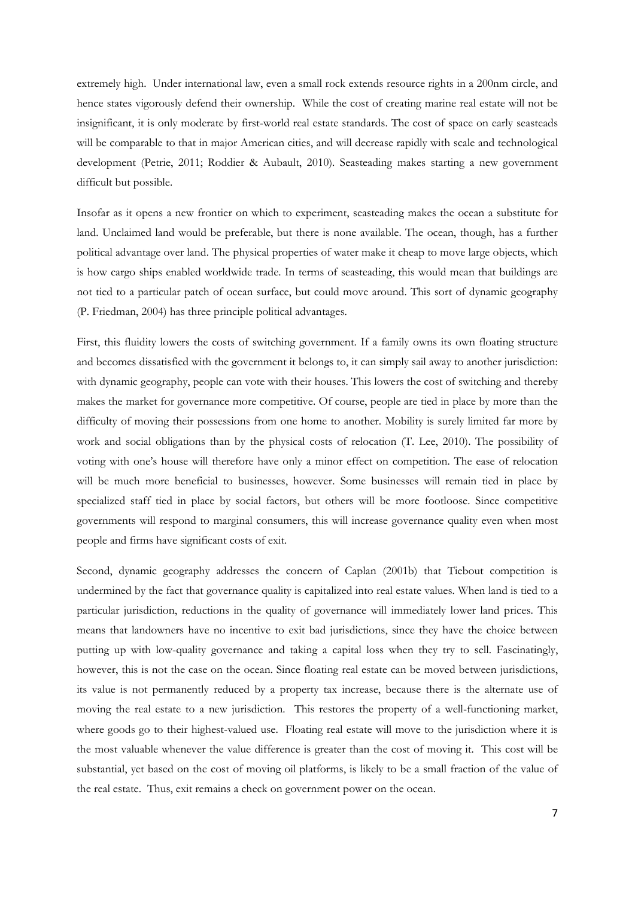extremely high. Under international law, even a small rock extends resource rights in a 200nm circle, and hence states vigorously defend their ownership. While the cost of creating marine real estate will not be insignificant, it is only moderate by first-world real estate standards. The cost of space on early seasteads will be comparable to that in major American cities, and will decrease rapidly with scale and technological development (Petrie, 2011; Roddier & Aubault, 2010). Seasteading makes starting a new government difficult but possible.

Insofar as it opens a new frontier on which to experiment, seasteading makes the ocean a substitute for land. Unclaimed land would be preferable, but there is none available. The ocean, though, has a further political advantage over land. The physical properties of water make it cheap to move large objects, which is how cargo ships enabled worldwide trade. In terms of seasteading, this would mean that buildings are not tied to a particular patch of ocean surface, but could move around. This sort of dynamic geography (P. Friedman, 2004) has three principle political advantages.

First, this fluidity lowers the costs of switching government. If a family owns its own floating structure and becomes dissatisfied with the government it belongs to, it can simply sail away to another jurisdiction: with dynamic geography, people can vote with their houses. This lowers the cost of switching and thereby makes the market for governance more competitive. Of course, people are tied in place by more than the difficulty of moving their possessions from one home to another. Mobility is surely limited far more by work and social obligations than by the physical costs of relocation (T. Lee, 2010). The possibility of voting with one's house will therefore have only a minor effect on competition. The ease of relocation will be much more beneficial to businesses, however. Some businesses will remain tied in place by specialized staff tied in place by social factors, but others will be more footloose. Since competitive governments will respond to marginal consumers, this will increase governance quality even when most people and firms have significant costs of exit.

Second, dynamic geography addresses the concern of Caplan (2001b) that Tiebout competition is undermined by the fact that governance quality is capitalized into real estate values. When land is tied to a particular jurisdiction, reductions in the quality of governance will immediately lower land prices. This means that landowners have no incentive to exit bad jurisdictions, since they have the choice between putting up with low-quality governance and taking a capital loss when they try to sell. Fascinatingly, however, this is not the case on the ocean. Since floating real estate can be moved between jurisdictions, its value is not permanently reduced by a property tax increase, because there is the alternate use of moving the real estate to a new jurisdiction. This restores the property of a well-functioning market, where goods go to their highest-valued use. Floating real estate will move to the jurisdiction where it is the most valuable whenever the value difference is greater than the cost of moving it. This cost will be substantial, yet based on the cost of moving oil platforms, is likely to be a small fraction of the value of the real estate. Thus, exit remains a check on government power on the ocean.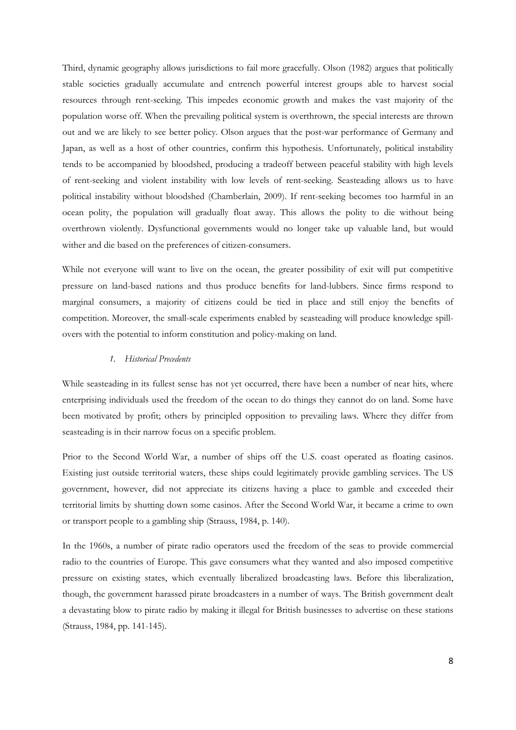Third, dynamic geography allows jurisdictions to fail more gracefully. Olson (1982) argues that politically stable societies gradually accumulate and entrench powerful interest groups able to harvest social resources through rent-seeking. This impedes economic growth and makes the vast majority of the population worse off. When the prevailing political system is overthrown, the special interests are thrown out and we are likely to see better policy. Olson argues that the post-war performance of Germany and Japan, as well as a host of other countries, confirm this hypothesis. Unfortunately, political instability tends to be accompanied by bloodshed, producing a tradeoff between peaceful stability with high levels of rent-seeking and violent instability with low levels of rent-seeking. Seasteading allows us to have political instability without bloodshed (Chamberlain, 2009). If rent-seeking becomes too harmful in an ocean polity, the population will gradually float away. This allows the polity to die without being overthrown violently. Dysfunctional governments would no longer take up valuable land, but would wither and die based on the preferences of citizen-consumers.

While not everyone will want to live on the ocean, the greater possibility of exit will put competitive pressure on land-based nations and thus produce benefits for land-lubbers. Since firms respond to marginal consumers, a majority of citizens could be tied in place and still enjoy the benefits of competition. Moreover, the small-scale experiments enabled by seasteading will produce knowledge spill-overs with the potential to inform constitution and policy-making on land.

### *1. Historical Precedents*

While seasteading in its fullest sense has not yet occurred, there have been a number of near hits, where enterprising individuals used the freedom of the ocean to do things they cannot do on land. Some have been motivated by profit; others by principled opposition to prevailing laws. Where they differ from seasteading is in their narrow focus on a specific problem.

Prior to the Second World War, a number of ships off the U.S. coast operated as floating casinos. Existing just outside territorial waters, these ships could legitimately provide gambling services. The US government, however, did not appreciate its citizens having a place to gamble and exceeded their territorial limits by shutting down some casinos. After the Second World War, it became a crime to own or transport people to a gambling ship (Strauss, 1984, p. 140).

In the 1960s, a number of pirate radio operators used the freedom of the seas to provide commercial radio to the countries of Europe. This gave consumers what they wanted and also imposed competitive pressure on existing states, which eventually liberalized broadcasting laws. Before this liberalization, though, the government harassed pirate broadcasters in a number of ways. The British government dealt a devastating blow to pirate radio by making it illegal for British businesses to advertise on these stations (Strauss, 1984, pp. 141-145).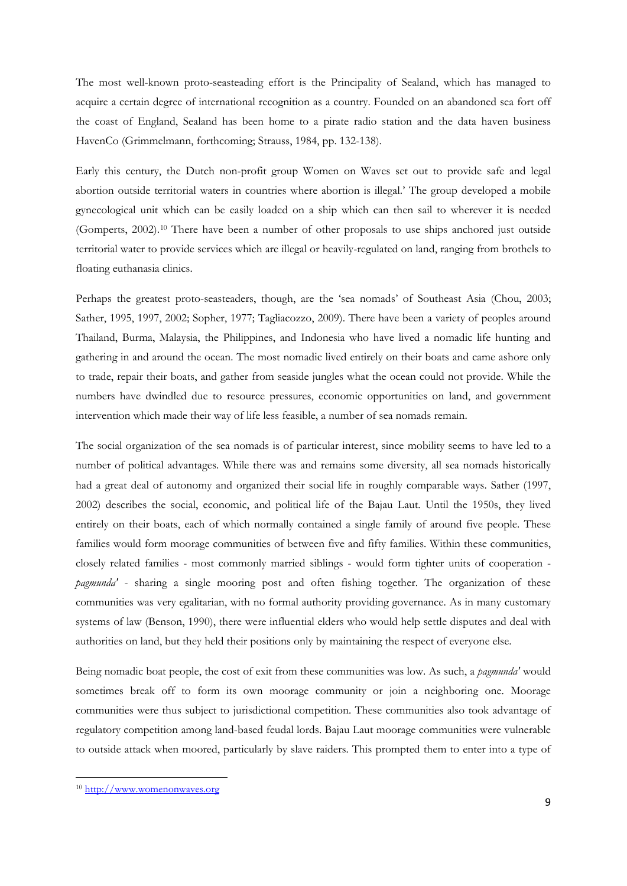The most well-known proto-seasteading effort is the Principality of Sealand, which has managed to acquire a certain degree of international recognition as a country. Founded on an abandoned sea fort off the coast of England, Sealand has been home to a pirate radio station and the data haven business HavenCo (Grimmelmann, forthcoming; Strauss, 1984, pp. 132-138).

Early this century, the Dutch non-profit group Women on Waves set out to provide safe and legal abortion outside territorial waters in countries where abortion is illegal.' The group developed a mobile gynecological unit which can be easily loaded on a ship which can then sail to wherever it is needed (Gomperts, 2002).[10] There have been a number of other proposals to use ships anchored just outside territorial water to provide services which are illegal or heavily-regulated on land, ranging from brothels to floating euthanasia clinics.

Perhaps the greatest proto-seasteaders, though, are the 'sea nomads' of Southeast Asia (Chou, 2003; Sather, 1995, 1997, 2002; Sopher, 1977; Tagliacozzo, 2009). There have been a variety of peoples around Thailand, Burma, Malaysia, the Philippines, and Indonesia who have lived a nomadic life hunting and gathering in and around the ocean. The most nomadic lived entirely on their boats and came ashore only to trade, repair their boats, and gather from seaside jungles what the ocean could not provide. While the numbers have dwindled due to resource pressures, economic opportunities on land, and government intervention which made their way of life less feasible, a number of sea nomads remain.

The social organization of the sea nomads is of particular interest, since mobility seems to have led to a number of political advantages. While there was and remains some diversity, all sea nomads historically had a great deal of autonomy and organized their social life in roughly comparable ways. Sather (1997, 2002) describes the social, economic, and political life of the Bajau Laut. Until the 1950s, they lived entirely on their boats, each of which normally contained a single family of around five people. These families would form moorage communities of between five and fifty families. Within these communities, closely related families - most commonly married siblings - would form tighter units of cooperation - *pagmunda'* - sharing a single mooring post and often fishing together. The organization of these communities was very egalitarian, with no formal authority providing governance. As in many customary systems of law (Benson, 1990), there were influential elders who would help settle disputes and deal with authorities on land, but they held their positions only by maintaining the respect of everyone else.

Being nomadic boat people, the cost of exit from these communities was low. As such, a *pagmunda'* would sometimes break off to form its own moorage community or join a neighboring one. Moorage communities were thus subject to jurisdictional competition. These communities also took advantage of regulatory competition among land-based feudal lords. Bajau Laut moorage communities were vulnerable to outside attack when moored, particularly by slave raiders. This prompted them to enter into a type of

---

[10] http://www.womenonwaves.org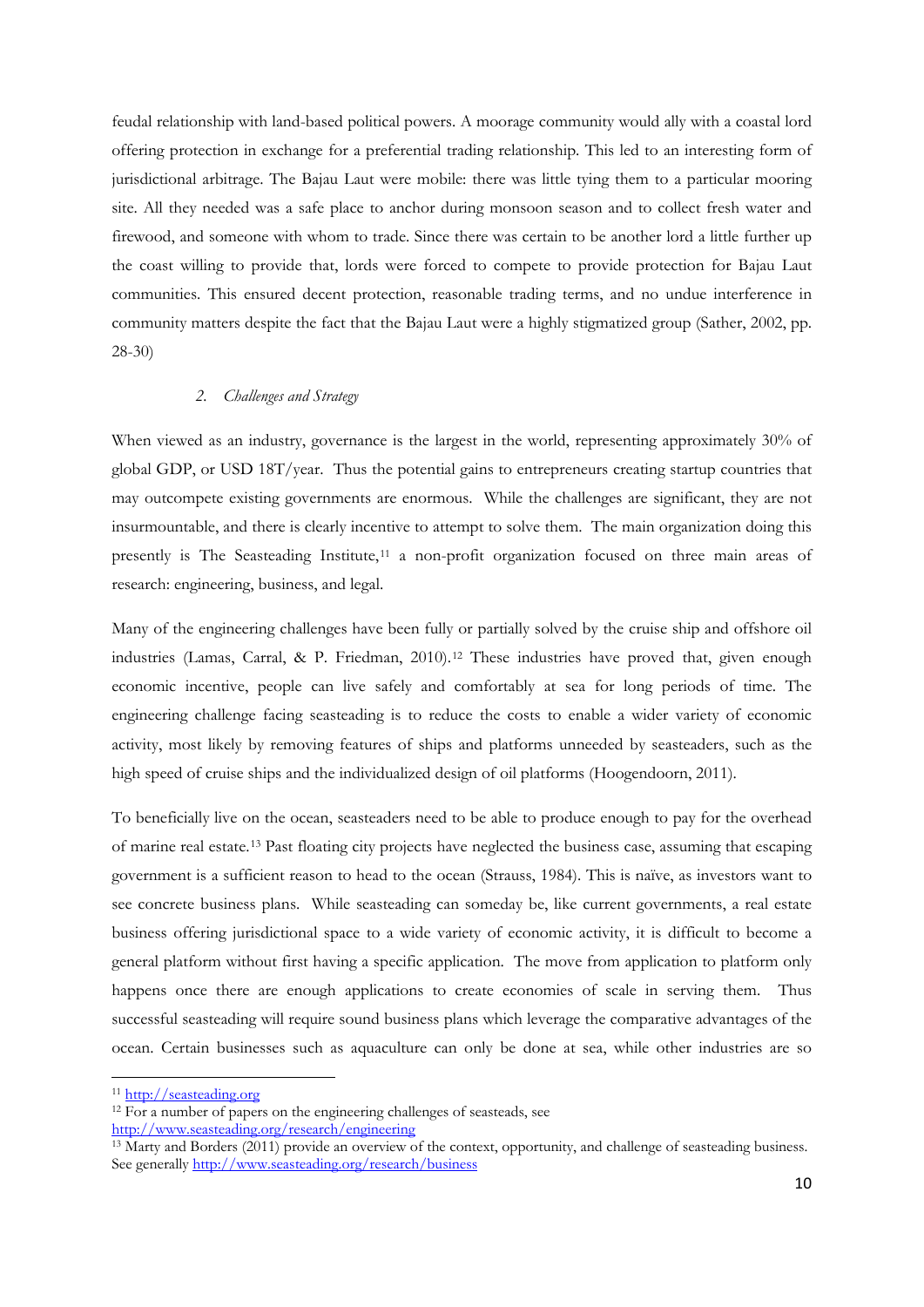feudal relationship with land-based political powers. A moorage community would ally with a coastal lord offering protection in exchange for a preferential trading relationship. This led to an interesting form of jurisdictional arbitrage. The Bajau Laut were mobile: there was little tying them to a particular mooring site. All they needed was a safe place to anchor during monsoon season and to collect fresh water and firewood, and someone with whom to trade. Since there was certain to be another lord a little further up the coast willing to provide that, lords were forced to compete to provide protection for Bajau Laut communities. This ensured decent protection, reasonable trading terms, and no undue interference in community matters despite the fact that the Bajau Laut were a highly stigmatized group (Sather, 2002, pp. 28-30)

### *2. Challenges and Strategy*

When viewed as an industry, governance is the largest in the world, representing approximately 30% of global GDP, or USD 18T/year. Thus the potential gains to entrepreneurs creating startup countries that may outcompete existing governments are enormous. While the challenges are significant, they are not insurmountable, and there is clearly incentive to attempt to solve them. The main organization doing this presently is The Seasteading Institute,[11] a non-profit organization focused on three main areas of research: engineering, business, and legal.

Many of the engineering challenges have been fully or partially solved by the cruise ship and offshore oil industries (Lamas, Carral, & P. Friedman, 2010).[12] These industries have proved that, given enough economic incentive, people can live safely and comfortably at sea for long periods of time. The engineering challenge facing seasteading is to reduce the costs to enable a wider variety of economic activity, most likely by removing features of ships and platforms unneeded by seasteaders, such as the high speed of cruise ships and the individualized design of oil platforms (Hoogendoorn, 2011).

To beneficially live on the ocean, seasteaders need to be able to produce enough to pay for the overhead of marine real estate.[13] Past floating city projects have neglected the business case, assuming that escaping government is a sufficient reason to head to the ocean (Strauss, 1984). This is naïve, as investors want to see concrete business plans. While seasteading can someday be, like current governments, a real estate business offering jurisdictional space to a wide variety of economic activity, it is difficult to become a general platform without first having a specific application. The move from application to platform only happens once there are enough applications to create economies of scale in serving them. Thus successful seasteading will require sound business plans which leverage the comparative advantages of the ocean. Certain businesses such as aquaculture can only be done at sea, while other industries are so

---

[11] http://seasteading.org

[12] For a number of papers on the engineering challenges of seasteads, see http://www.seasteading.org/research/engineering

[13] Marty and Borders (2011) provide an overview of the context, opportunity, and challenge of seasteading business. See generally http://www.seasteading.org/research/business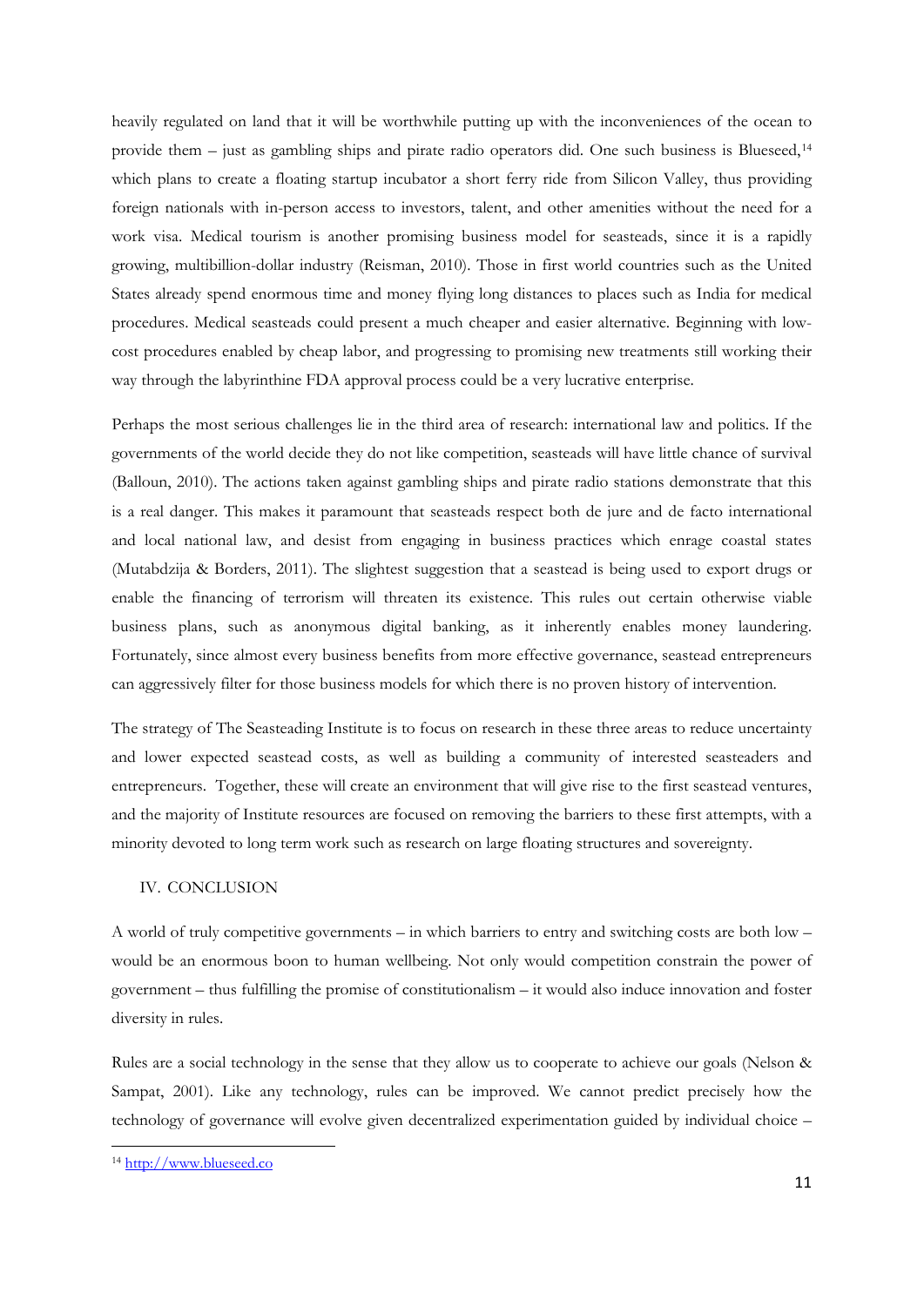heavily regulated on land that it will be worthwhile putting up with the inconveniences of the ocean to provide them – just as gambling ships and pirate radio operators did. One such business is Blueseed,[14] which plans to create a floating startup incubator a short ferry ride from Silicon Valley, thus providing foreign nationals with in-person access to investors, talent, and other amenities without the need for a work visa. Medical tourism is another promising business model for seasteads, since it is a rapidly growing, multibillion-dollar industry (Reisman, 2010). Those in first world countries such as the United States already spend enormous time and money flying long distances to places such as India for medical procedures. Medical seasteads could present a much cheaper and easier alternative. Beginning with low-cost procedures enabled by cheap labor, and progressing to promising new treatments still working their way through the labyrinthine FDA approval process could be a very lucrative enterprise.

Perhaps the most serious challenges lie in the third area of research: international law and politics. If the governments of the world decide they do not like competition, seasteads will have little chance of survival (Balloun, 2010). The actions taken against gambling ships and pirate radio stations demonstrate that this is a real danger. This makes it paramount that seasteads respect both de jure and de facto international and local national law, and desist from engaging in business practices which enrage coastal states (Mutabdzija & Borders, 2011). The slightest suggestion that a seastead is being used to export drugs or enable the financing of terrorism will threaten its existence. This rules out certain otherwise viable business plans, such as anonymous digital banking, as it inherently enables money laundering. Fortunately, since almost every business benefits from more effective governance, seastead entrepreneurs can aggressively filter for those business models for which there is no proven history of intervention.

The strategy of The Seasteading Institute is to focus on research in these three areas to reduce uncertainty and lower expected seastead costs, as well as building a community of interested seasteaders and entrepreneurs. Together, these will create an environment that will give rise to the first seastead ventures, and the majority of Institute resources are focused on removing the barriers to these first attempts, with a minority devoted to long term work such as research on large floating structures and sovereignty.

## IV. CONCLUSION

A world of truly competitive governments – in which barriers to entry and switching costs are both low – would be an enormous boon to human wellbeing. Not only would competition constrain the power of government – thus fulfilling the promise of constitutionalism – it would also induce innovation and foster diversity in rules.

Rules are a social technology in the sense that they allow us to cooperate to achieve our goals (Nelson & Sampat, 2001). Like any technology, rules can be improved. We cannot predict precisely how the technology of governance will evolve given decentralized experimentation guided by individual choice –

---

[14] http://www.blueseed.co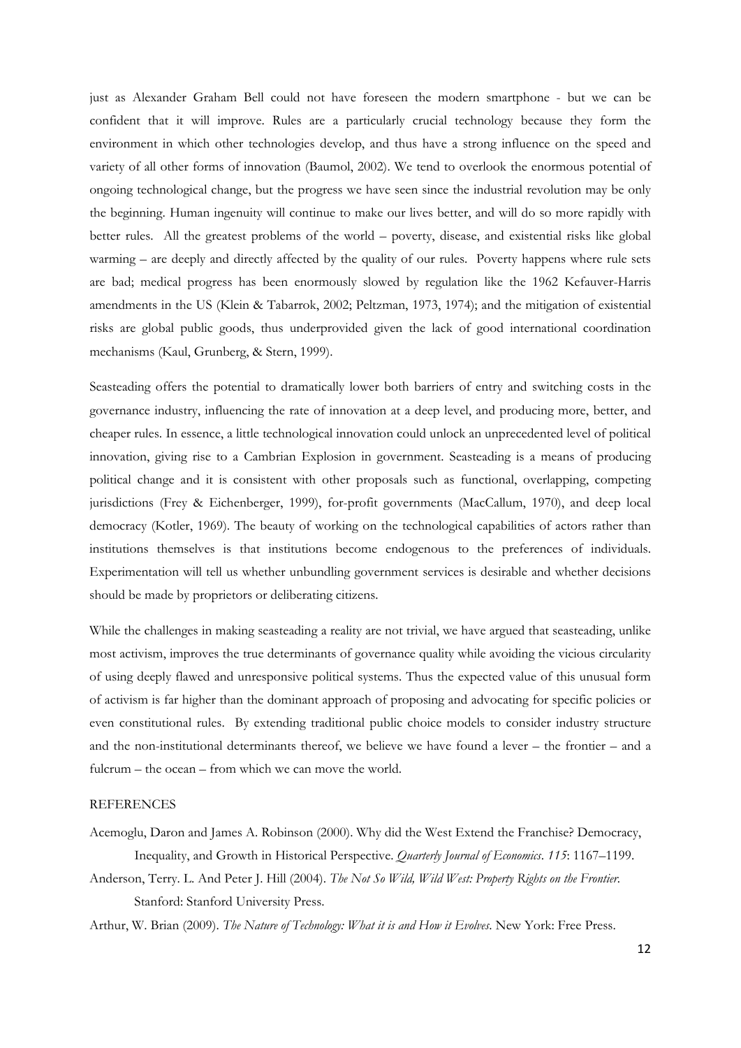just as Alexander Graham Bell could not have foreseen the modern smartphone - but we can be confident that it will improve. Rules are a particularly crucial technology because they form the environment in which other technologies develop, and thus have a strong influence on the speed and variety of all other forms of innovation (Baumol, 2002). We tend to overlook the enormous potential of ongoing technological change, but the progress we have seen since the industrial revolution may be only the beginning. Human ingenuity will continue to make our lives better, and will do so more rapidly with better rules. All the greatest problems of the world – poverty, disease, and existential risks like global warming – are deeply and directly affected by the quality of our rules. Poverty happens where rule sets are bad; medical progress has been enormously slowed by regulation like the 1962 Kefauver-Harris amendments in the US (Klein & Tabarrok, 2002; Peltzman, 1973, 1974); and the mitigation of existential risks are global public goods, thus underprovided given the lack of good international coordination mechanisms (Kaul, Grunberg, & Stern, 1999).

Seasteading offers the potential to dramatically lower both barriers of entry and switching costs in the governance industry, influencing the rate of innovation at a deep level, and producing more, better, and cheaper rules. In essence, a little technological innovation could unlock an unprecedented level of political innovation, giving rise to a Cambrian Explosion in government. Seasteading is a means of producing political change and it is consistent with other proposals such as functional, overlapping, competing jurisdictions (Frey & Eichenberger, 1999), for-profit governments (MacCallum, 1970), and deep local democracy (Kotler, 1969). The beauty of working on the technological capabilities of actors rather than institutions themselves is that institutions become endogenous to the preferences of individuals. Experimentation will tell us whether unbundling government services is desirable and whether decisions should be made by proprietors or deliberating citizens.

While the challenges in making seasteading a reality are not trivial, we have argued that seasteading, unlike most activism, improves the true determinants of governance quality while avoiding the vicious circularity of using deeply flawed and unresponsive political systems. Thus the expected value of this unusual form of activism is far higher than the dominant approach of proposing and advocating for specific policies or even constitutional rules. By extending traditional public choice models to consider industry structure and the non-institutional determinants thereof, we believe we have found a lever – the frontier – and a fulcrum – the ocean – from which we can move the world.

## REFERENCES

Acemoglu, Daron and James A. Robinson (2000). Why did the West Extend the Franchise? Democracy, Inequality, and Growth in Historical Perspective. *Quarterly Journal of Economics*. *115*: 1167–1199.

Anderson, Terry. L. And Peter J. Hill (2004). *The Not So Wild, Wild West: Property Rights on the Frontier.* Stanford: Stanford University Press.

Arthur, W. Brian (2009). *The Nature of Technology: What it is and How it Evolves*. New York: Free Press.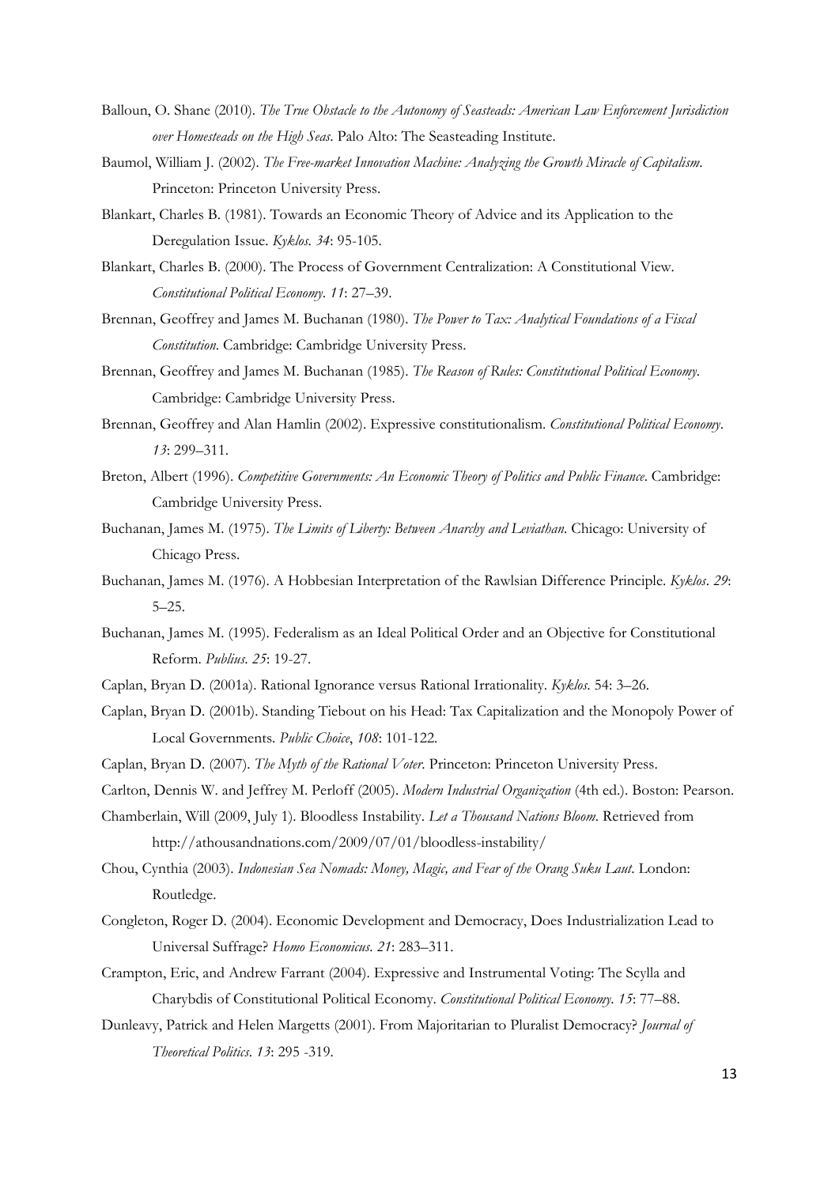Balloun, O. Shane (2010). *The True Obstacle to the Autonomy of Seasteads: American Law Enforcement Jurisdiction over Homesteads on the High Seas*. Palo Alto: The Seasteading Institute.

Baumol, William J. (2002). *The Free-market Innovation Machine: Analyzing the Growth Miracle of Capitalism*. Princeton: Princeton University Press.

Blankart, Charles B. (1981). Towards an Economic Theory of Advice and its Application to the Deregulation Issue. *Kyklos*. *34*: 95-105.

Blankart, Charles B. (2000). The Process of Government Centralization: A Constitutional View. *Constitutional Political Economy*. *11*: 27–39.

Brennan, Geoffrey and James M. Buchanan (1980). *The Power to Tax: Analytical Foundations of a Fiscal Constitution*. Cambridge: Cambridge University Press.

Brennan, Geoffrey and James M. Buchanan (1985). *The Reason of Rules: Constitutional Political Economy*. Cambridge: Cambridge University Press.

Brennan, Geoffrey and Alan Hamlin (2002). Expressive constitutionalism. *Constitutional Political Economy*. *13*: 299–311.

Breton, Albert (1996). *Competitive Governments: An Economic Theory of Politics and Public Finance*. Cambridge: Cambridge University Press.

Buchanan, James M. (1975). *The Limits of Liberty: Between Anarchy and Leviathan*. Chicago: University of Chicago Press.

Buchanan, James M. (1976). A Hobbesian Interpretation of the Rawlsian Difference Principle. *Kyklos*. *29*: 5–25.

Buchanan, James M. (1995). Federalism as an Ideal Political Order and an Objective for Constitutional Reform. *Publius*. *25*: 19-27.

Caplan, Bryan D. (2001a). Rational Ignorance versus Rational Irrationality. *Kyklos*. 54: 3–26.

Caplan, Bryan D. (2001b). Standing Tiebout on his Head: Tax Capitalization and the Monopoly Power of Local Governments. *Public Choice*, *108*: 101-122.

Caplan, Bryan D. (2007). *The Myth of the Rational Voter*. Princeton: Princeton University Press.

Carlton, Dennis W. and Jeffrey M. Perloff (2005). *Modern Industrial Organization* (4th ed.). Boston: Pearson.

Chamberlain, Will (2009, July 1). Bloodless Instability. *Let a Thousand Nations Bloom*. Retrieved from http://athousandnations.com/2009/07/01/bloodless-instability/

Chou, Cynthia (2003). *Indonesian Sea Nomads: Money, Magic, and Fear of the Orang Suku Laut*. London: Routledge.

Congleton, Roger D. (2004). Economic Development and Democracy, Does Industrialization Lead to Universal Suffrage? *Homo Economicus*. *21*: 283–311.

Crampton, Eric, and Andrew Farrant (2004). Expressive and Instrumental Voting: The Scylla and Charybdis of Constitutional Political Economy. *Constitutional Political Economy*. *15*: 77–88.

Dunleavy, Patrick and Helen Margetts (2001). From Majoritarian to Pluralist Democracy? *Journal of Theoretical Politics*. *13*: 295 -319.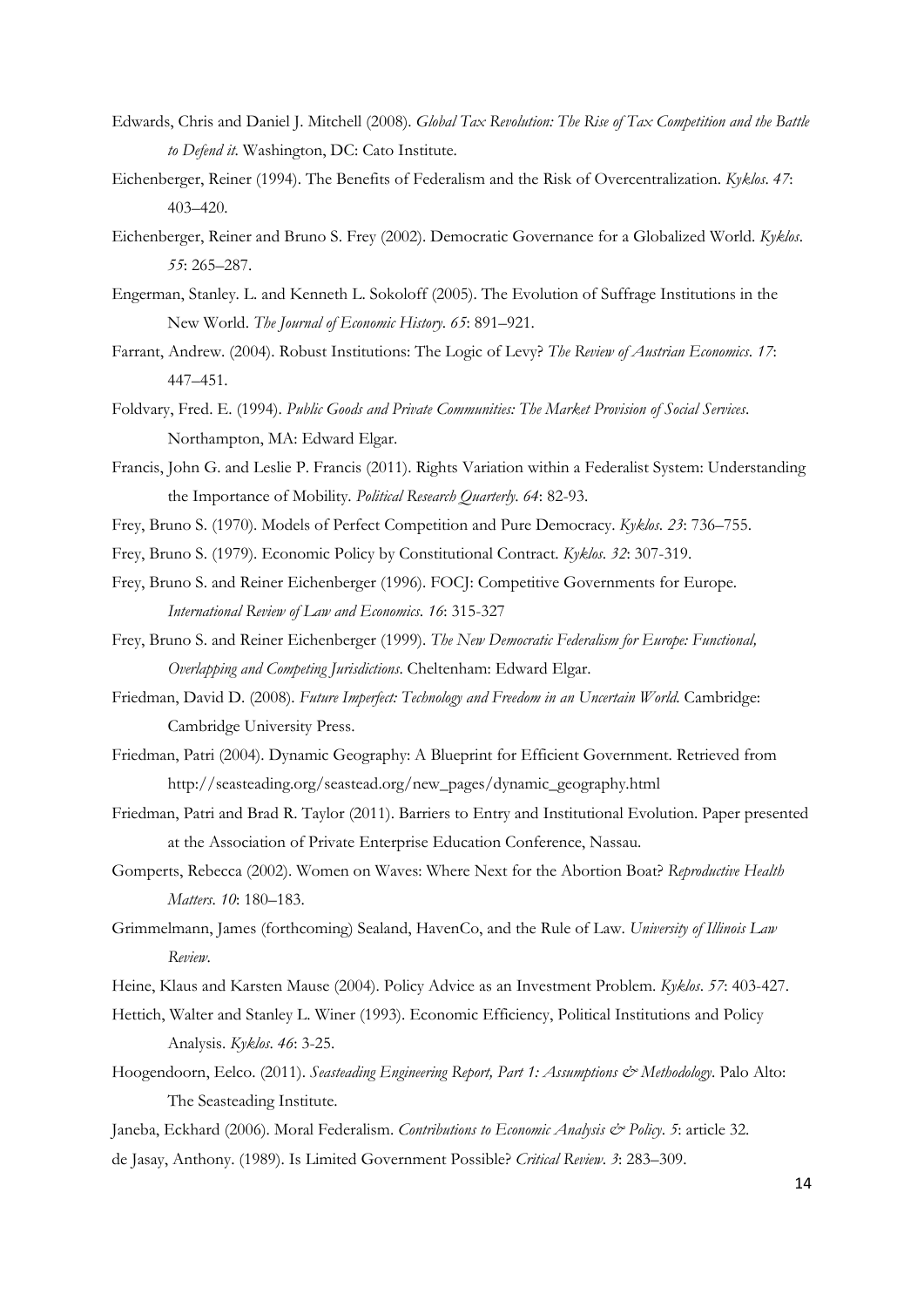Edwards, Chris and Daniel J. Mitchell (2008). *Global Tax Revolution: The Rise of Tax Competition and the Battle to Defend it*. Washington, DC: Cato Institute.

Eichenberger, Reiner (1994). The Benefits of Federalism and the Risk of Overcentralization. *Kyklos*. *47*: 403–420.

Eichenberger, Reiner and Bruno S. Frey (2002). Democratic Governance for a Globalized World. *Kyklos*. *55*: 265–287.

Engerman, Stanley. L. and Kenneth L. Sokoloff (2005). The Evolution of Suffrage Institutions in the New World. *The Journal of Economic History*. *65*: 891–921.

Farrant, Andrew. (2004). Robust Institutions: The Logic of Levy? *The Review of Austrian Economics*. *17*: 447–451.

Foldvary, Fred. E. (1994). *Public Goods and Private Communities: The Market Provision of Social Services*. Northampton, MA: Edward Elgar.

Francis, John G. and Leslie P. Francis (2011). Rights Variation within a Federalist System: Understanding the Importance of Mobility. *Political Research Quarterly*. *64*: 82-93.

Frey, Bruno S. (1970). Models of Perfect Competition and Pure Democracy. *Kyklos*. *23*: 736–755.

Frey, Bruno S. (1979). Economic Policy by Constitutional Contract. *Kyklos*. *32*: 307-319.

Frey, Bruno S. and Reiner Eichenberger (1996). FOCJ: Competitive Governments for Europe. *International Review of Law and Economics*. *16*: 315-327

Frey, Bruno S. and Reiner Eichenberger (1999). *The New Democratic Federalism for Europe: Functional, Overlapping and Competing Jurisdictions*. Cheltenham: Edward Elgar.

Friedman, David D. (2008). *Future Imperfect: Technology and Freedom in an Uncertain World*. Cambridge: Cambridge University Press.

Friedman, Patri (2004). Dynamic Geography: A Blueprint for Efficient Government. Retrieved from http://seasteading.org/seastead.org/new_pages/dynamic_geography.html

Friedman, Patri and Brad R. Taylor (2011). Barriers to Entry and Institutional Evolution. Paper presented at the Association of Private Enterprise Education Conference, Nassau.

Gomperts, Rebecca (2002). Women on Waves: Where Next for the Abortion Boat? *Reproductive Health Matters*. *10*: 180–183.

Grimmelmann, James (forthcoming) Sealand, HavenCo, and the Rule of Law. *University of Illinois Law Review*.

Heine, Klaus and Karsten Mause (2004). Policy Advice as an Investment Problem. *Kyklos*. *57*: 403-427.

Hettich, Walter and Stanley L. Winer (1993). Economic Efficiency, Political Institutions and Policy Analysis. *Kyklos*. *46*: 3-25.

Hoogendoorn, Eelco. (2011). *Seasteading Engineering Report, Part 1: Assumptions & Methodology*. Palo Alto: The Seasteading Institute.

Janeba, Eckhard (2006). Moral Federalism. *Contributions to Economic Analysis & Policy*. *5*: article 32.

de Jasay, Anthony. (1989). Is Limited Government Possible? *Critical Review*. *3*: 283–309.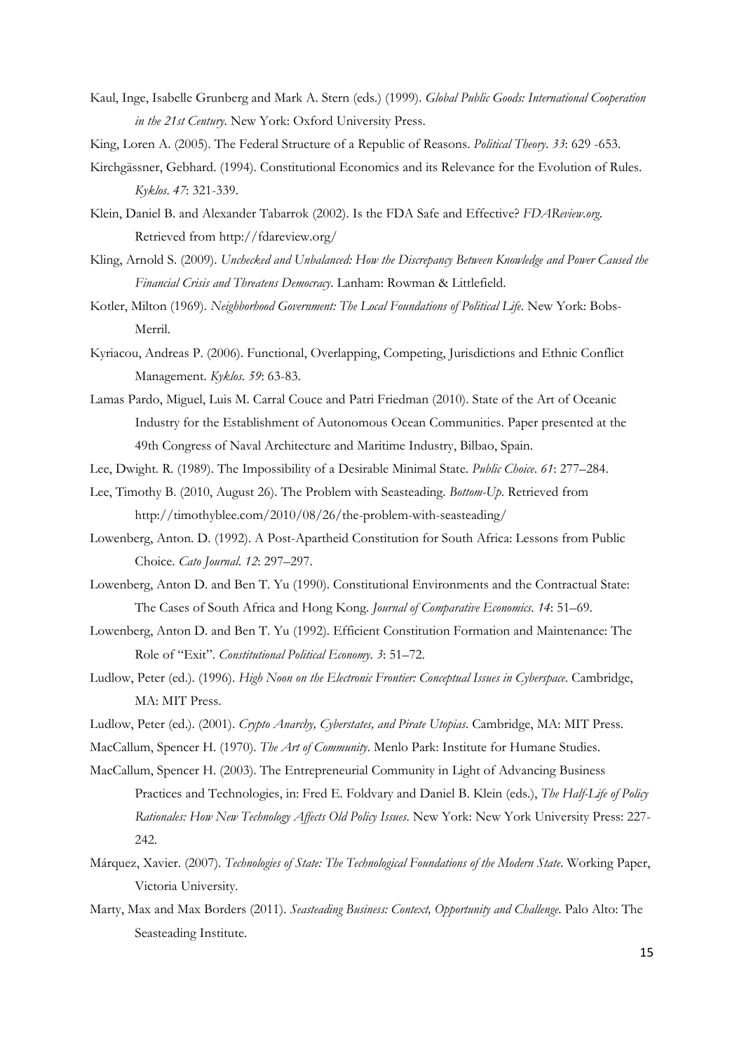Kaul, Inge, Isabelle Grunberg and Mark A. Stern (eds.) (1999). *Global Public Goods: International Cooperation in the 21st Century*. New York: Oxford University Press.

King, Loren A. (2005). The Federal Structure of a Republic of Reasons. *Political Theory*. *33*: 629 -653.

Kirchgässner, Gebhard. (1994). Constitutional Economics and its Relevance for the Evolution of Rules. *Kyklos*. *47*: 321-339.

Klein, Daniel B. and Alexander Tabarrok (2002). Is the FDA Safe and Effective? *FDAReview.org*. Retrieved from http://fdareview.org/

Kling, Arnold S. (2009). *Unchecked and Unbalanced: How the Discrepancy Between Knowledge and Power Caused the Financial Crisis and Threatens Democracy*. Lanham: Rowman & Littlefield.

Kotler, Milton (1969). *Neighborhood Government: The Local Foundations of Political Life*. New York: Bobs-Merril.

Kyriacou, Andreas P. (2006). Functional, Overlapping, Competing, Jurisdictions and Ethnic Conflict Management. *Kyklos*. *59*: 63-83.

Lamas Pardo, Miguel, Luis M. Carral Couce and Patri Friedman (2010). State of the Art of Oceanic Industry for the Establishment of Autonomous Ocean Communities. Paper presented at the 49th Congress of Naval Architecture and Maritime Industry, Bilbao, Spain.

Lee, Dwight. R. (1989). The Impossibility of a Desirable Minimal State. *Public Choice*. *61*: 277–284.

Lee, Timothy B. (2010, August 26). The Problem with Seasteading. *Bottom-Up*. Retrieved from http://timothyblee.com/2010/08/26/the-problem-with-seasteading/

Lowenberg, Anton. D. (1992). A Post-Apartheid Constitution for South Africa: Lessons from Public Choice. *Cato Journal*. *12*: 297–297.

Lowenberg, Anton D. and Ben T. Yu (1990). Constitutional Environments and the Contractual State: The Cases of South Africa and Hong Kong. *Journal of Comparative Economics*. *14*: 51–69.

Lowenberg, Anton D. and Ben T. Yu (1992). Efficient Constitution Formation and Maintenance: The Role of "Exit". *Constitutional Political Economy*. *3*: 51–72.

Ludlow, Peter (ed.). (1996). *High Noon on the Electronic Frontier: Conceptual Issues in Cyberspace*. Cambridge, MA: MIT Press.

Ludlow, Peter (ed.). (2001). *Crypto Anarchy, Cyberstates, and Pirate Utopias*. Cambridge, MA: MIT Press.

MacCallum, Spencer H. (1970). *The Art of Community*. Menlo Park: Institute for Humane Studies.

MacCallum, Spencer H. (2003). The Entrepreneurial Community in Light of Advancing Business Practices and Technologies, in: Fred E. Foldvary and Daniel B. Klein (eds.), *The Half-Life of Policy Rationales: How New Technology Affects Old Policy Issues*. New York: New York University Press: 227-242.

Márquez, Xavier. (2007). *Technologies of State: The Technological Foundations of the Modern State*. Working Paper, Victoria University.

Marty, Max and Max Borders (2011). *Seasteading Business: Context, Opportunity and Challenge*. Palo Alto: The Seasteading Institute.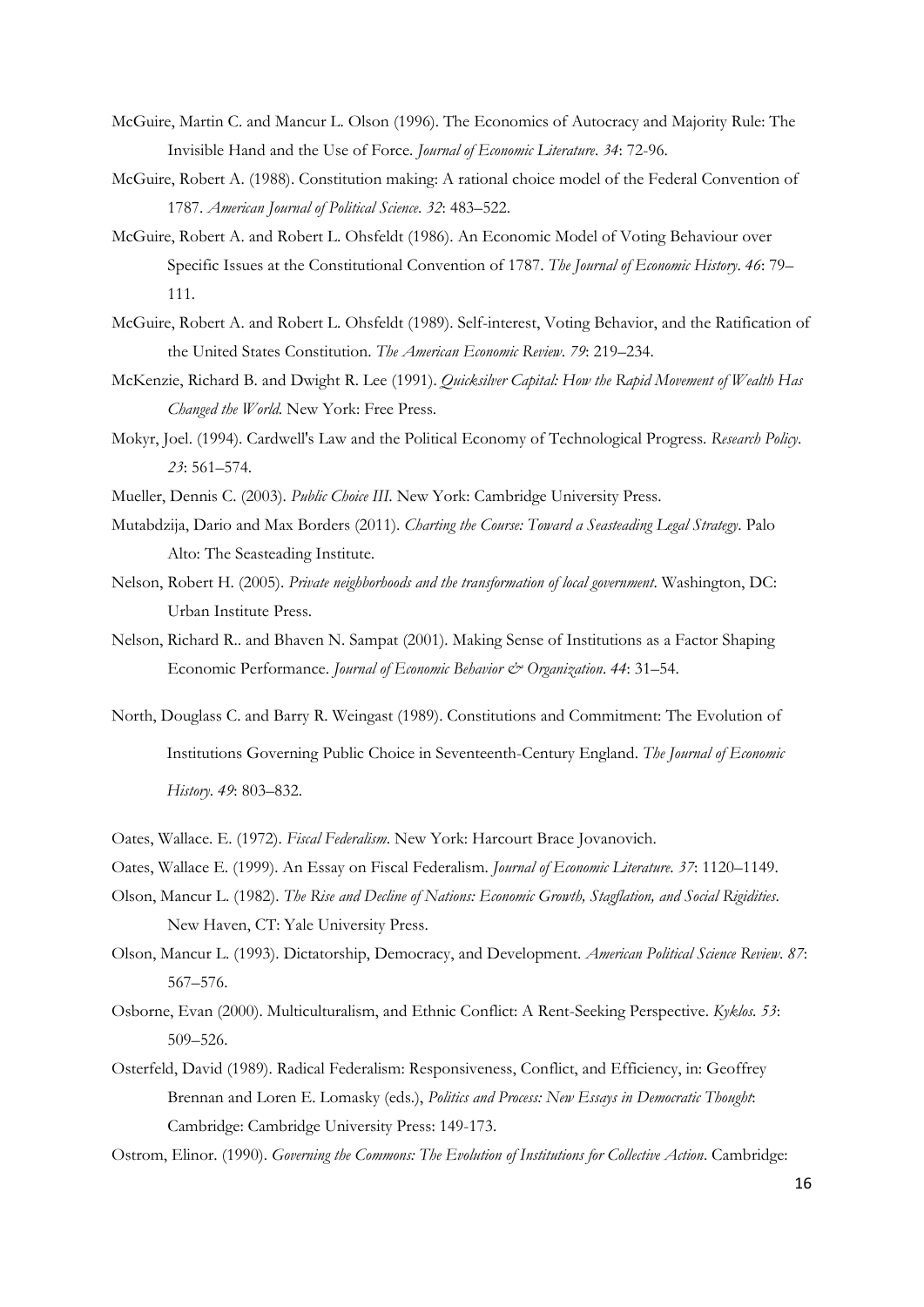McGuire, Martin C. and Mancur L. Olson (1996). The Economics of Autocracy and Majority Rule: The Invisible Hand and the Use of Force. *Journal of Economic Literature*. *34*: 72-96.

McGuire, Robert A. (1988). Constitution making: A rational choice model of the Federal Convention of 1787. *American Journal of Political Science*. *32*: 483–522.

McGuire, Robert A. and Robert L. Ohsfeldt (1986). An Economic Model of Voting Behaviour over Specific Issues at the Constitutional Convention of 1787. *The Journal of Economic History*. *46*: 79–111.

McGuire, Robert A. and Robert L. Ohsfeldt (1989). Self-interest, Voting Behavior, and the Ratification of the United States Constitution. *The American Economic Review*. *79*: 219–234.

McKenzie, Richard B. and Dwight R. Lee (1991). *Quicksilver Capital: How the Rapid Movement of Wealth Has Changed the World*. New York: Free Press.

Mokyr, Joel. (1994). Cardwell's Law and the Political Economy of Technological Progress. *Research Policy*. *23*: 561–574.

Mueller, Dennis C. (2003). *Public Choice III*. New York: Cambridge University Press.

Mutabdzija, Dario and Max Borders (2011). *Charting the Course: Toward a Seasteading Legal Strategy*. Palo Alto: The Seasteading Institute.

Nelson, Robert H. (2005). *Private neighborhoods and the transformation of local government*. Washington, DC: Urban Institute Press.

Nelson, Richard R.. and Bhaven N. Sampat (2001). Making Sense of Institutions as a Factor Shaping Economic Performance. *Journal of Economic Behavior & Organization*. *44*: 31–54.

North, Douglass C. and Barry R. Weingast (1989). Constitutions and Commitment: The Evolution of Institutions Governing Public Choice in Seventeenth-Century England. *The Journal of Economic History*. *49*: 803–832.

Oates, Wallace. E. (1972). *Fiscal Federalism*. New York: Harcourt Brace Jovanovich.

Oates, Wallace E. (1999). An Essay on Fiscal Federalism. *Journal of Economic Literature*. *37*: 1120–1149.

Olson, Mancur L. (1982). *The Rise and Decline of Nations: Economic Growth, Stagflation, and Social Rigidities*. New Haven, CT: Yale University Press.

Olson, Mancur L. (1993). Dictatorship, Democracy, and Development. *American Political Science Review*. *87*: 567–576.

Osborne, Evan (2000). Multiculturalism, and Ethnic Conflict: A Rent-Seeking Perspective. *Kyklos*. *53*: 509–526.

Osterfeld, David (1989). Radical Federalism: Responsiveness, Conflict, and Efficiency, in: Geoffrey Brennan and Loren E. Lomasky (eds.), *Politics and Process: New Essays in Democratic Thought*: Cambridge: Cambridge University Press: 149-173.

Ostrom, Elinor. (1990). *Governing the Commons: The Evolution of Institutions for Collective Action*. Cambridge: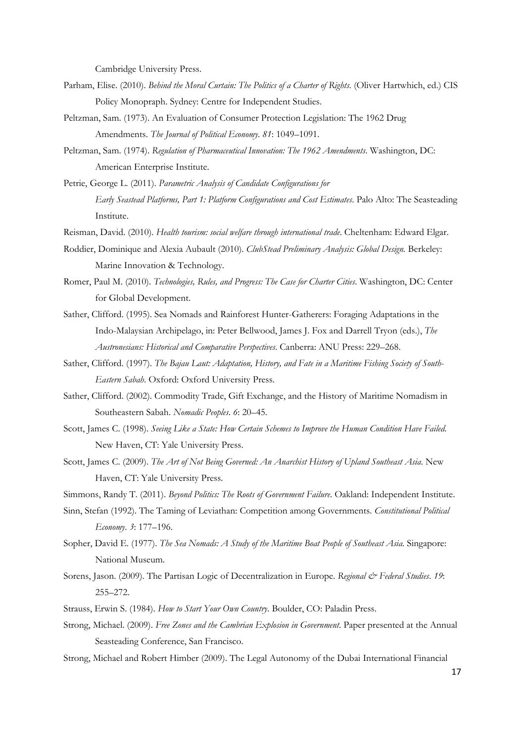Cambridge University Press.

Parham, Elise. (2010). *Behind the Moral Curtain: The Politics of a Charter of Rights.* (Oliver Hartwhich, ed.) CIS Policy Monopraph. Sydney: Centre for Independent Studies.

Peltzman, Sam. (1973). An Evaluation of Consumer Protection Legislation: The 1962 Drug Amendments. *The Journal of Political Economy*. *81*: 1049–1091.

Peltzman, Sam. (1974). *Regulation of Pharmaceutical Innovation: The 1962 Amendments*. Washington, DC: American Enterprise Institute.

Petrie, George L. (2011). *Parametric Analysis of Candidate Configurations for Early Seastead Platforms, Part 1: Platform Configurations and Cost Estimates*. Palo Alto: The Seasteading Institute.

Reisman, David. (2010). *Health tourism: social welfare through international trade*. Cheltenham: Edward Elgar.

Roddier, Dominique and Alexia Aubault (2010). *ClubStead Preliminary Analysis: Global Design.* Berkeley: Marine Innovation & Technology.

Romer, Paul M. (2010). *Technologies, Rules, and Progress: The Case for Charter Cities*. Washington, DC: Center for Global Development.

Sather, Clifford. (1995). Sea Nomads and Rainforest Hunter-Gatherers: Foraging Adaptations in the Indo-Malaysian Archipelago, in: Peter Bellwood, James J. Fox and Darrell Tryon (eds.), *The Austronesians: Historical and Comparative Perspectives*. Canberra: ANU Press: 229–268.

Sather, Clifford. (1997). *The Bajau Laut: Adaptation, History, and Fate in a Maritime Fishing Society of South-Eastern Sabah*. Oxford: Oxford University Press.

Sather, Clifford. (2002). Commodity Trade, Gift Exchange, and the History of Maritime Nomadism in Southeastern Sabah. *Nomadic Peoples*. *6*: 20–45.

Scott, James C. (1998). *Seeing Like a State: How Certain Schemes to Improve the Human Condition Have Failed.* New Haven, CT: Yale University Press.

Scott, James C. (2009). *The Art of Not Being Governed: An Anarchist History of Upland Southeast Asia*. New Haven, CT: Yale University Press.

Simmons, Randy T. (2011). *Beyond Politics: The Roots of Government Failure*. Oakland: Independent Institute.

Sinn, Stefan (1992). The Taming of Leviathan: Competition among Governments. *Constitutional Political Economy*. *3*: 177–196.

Sopher, David E. (1977). *The Sea Nomads: A Study of the Maritime Boat People of Southeast Asia.* Singapore: National Museum.

Sorens, Jason. (2009). The Partisan Logic of Decentralization in Europe. *Regional & Federal Studies*. *19*: 255–272.

Strauss, Erwin S. (1984). *How to Start Your Own Country*. Boulder, CO: Paladin Press.

Strong, Michael. (2009). *Free Zones and the Cambrian Explosion in Government*. Paper presented at the Annual Seasteading Conference, San Francisco.

Strong, Michael and Robert Himber (2009). The Legal Autonomy of the Dubai International Financial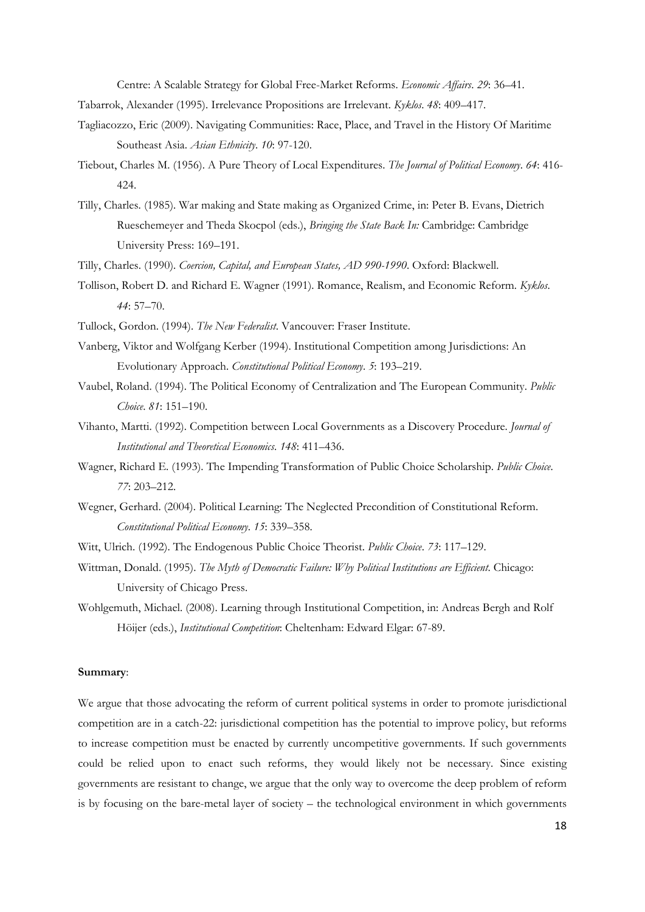Centre: A Scalable Strategy for Global Free-Market Reforms. *Economic Affairs*. *29*: 36–41.

Tabarrok, Alexander (1995). Irrelevance Propositions are Irrelevant. *Kyklos*. *48*: 409–417.

Tagliacozzo, Eric (2009). Navigating Communities: Race, Place, and Travel in the History Of Maritime Southeast Asia. *Asian Ethnicity*. *10*: 97-120.

Tiebout, Charles M. (1956). A Pure Theory of Local Expenditures. *The Journal of Political Economy*. *64*: 416-424.

Tilly, Charles. (1985). War making and State making as Organized Crime, in: Peter B. Evans, Dietrich Rueschemeyer and Theda Skocpol (eds.), *Bringing the State Back In:* Cambridge: Cambridge University Press: 169–191.

Tilly, Charles. (1990). *Coercion, Capital, and European States, AD 990-1990*. Oxford: Blackwell.

Tollison, Robert D. and Richard E. Wagner (1991). Romance, Realism, and Economic Reform. *Kyklos*. *44*: 57–70.

Tullock, Gordon. (1994). *The New Federalist*. Vancouver: Fraser Institute.

Vanberg, Viktor and Wolfgang Kerber (1994). Institutional Competition among Jurisdictions: An Evolutionary Approach. *Constitutional Political Economy*. *5*: 193–219.

Vaubel, Roland. (1994). The Political Economy of Centralization and The European Community. *Public Choice*. *81*: 151–190.

Vihanto, Martti. (1992). Competition between Local Governments as a Discovery Procedure. *Journal of Institutional and Theoretical Economics*. *148*: 411–436.

Wagner, Richard E. (1993). The Impending Transformation of Public Choice Scholarship. *Public Choice*. *77*: 203–212.

Wegner, Gerhard. (2004). Political Learning: The Neglected Precondition of Constitutional Reform. *Constitutional Political Economy*. *15*: 339–358.

Witt, Ulrich. (1992). The Endogenous Public Choice Theorist. *Public Choice*. *73*: 117–129.

Wittman, Donald. (1995). *The Myth of Democratic Failure: Why Political Institutions are Efficient*. Chicago: University of Chicago Press.

Wohlgemuth, Michael. (2008). Learning through Institutional Competition, in: Andreas Bergh and Rolf Höijer (eds.), *Institutional Competition*: Cheltenham: Edward Elgar: 67-89.

**Summary**:

We argue that those advocating the reform of current political systems in order to promote jurisdictional competition are in a catch-22: jurisdictional competition has the potential to improve policy, but reforms to increase competition must be enacted by currently uncompetitive governments. If such governments could be relied upon to enact such reforms, they would likely not be necessary. Since existing governments are resistant to change, we argue that the only way to overcome the deep problem of reform is by focusing on the bare-metal layer of society – the technological environment in which governments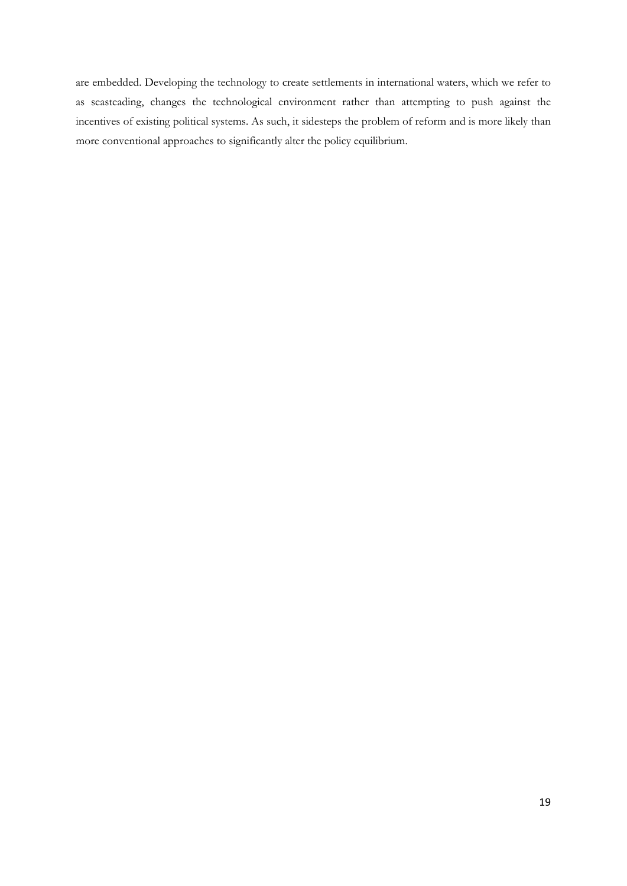are embedded. Developing the technology to create settlements in international waters, which we refer to as seasteading, changes the technological environment rather than attempting to push against the incentives of existing political systems. As such, it sidesteps the problem of reform and is more likely than more conventional approaches to significantly alter the policy equilibrium.